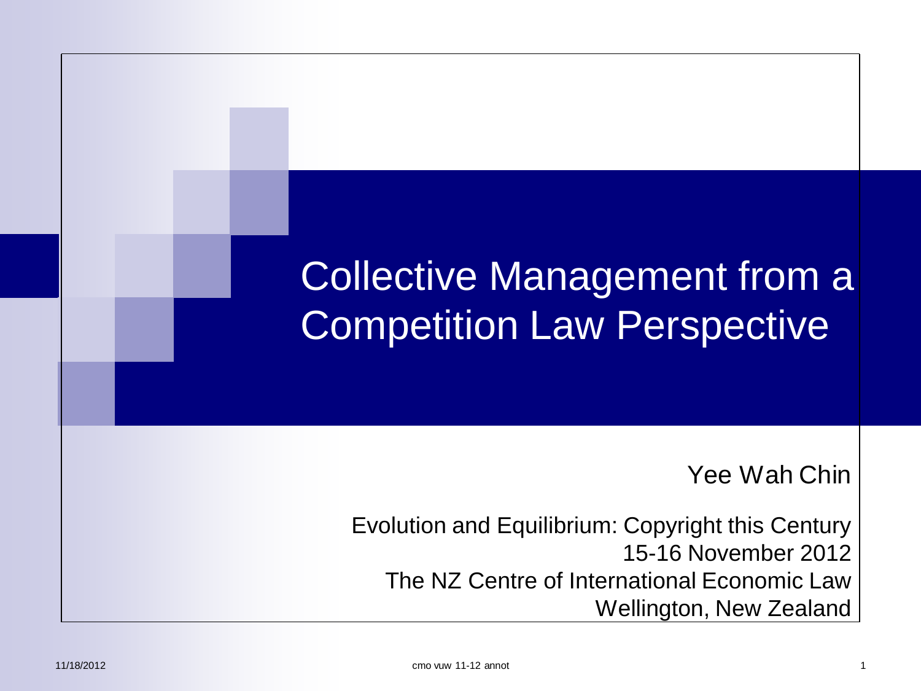# Collective Management from a Competition Law Perspective

Yee Wah Chin

Evolution and Equilibrium: Copyright this Century
15-16 November 2012
The NZ Centre of International Economic Law
Wellington, New Zealand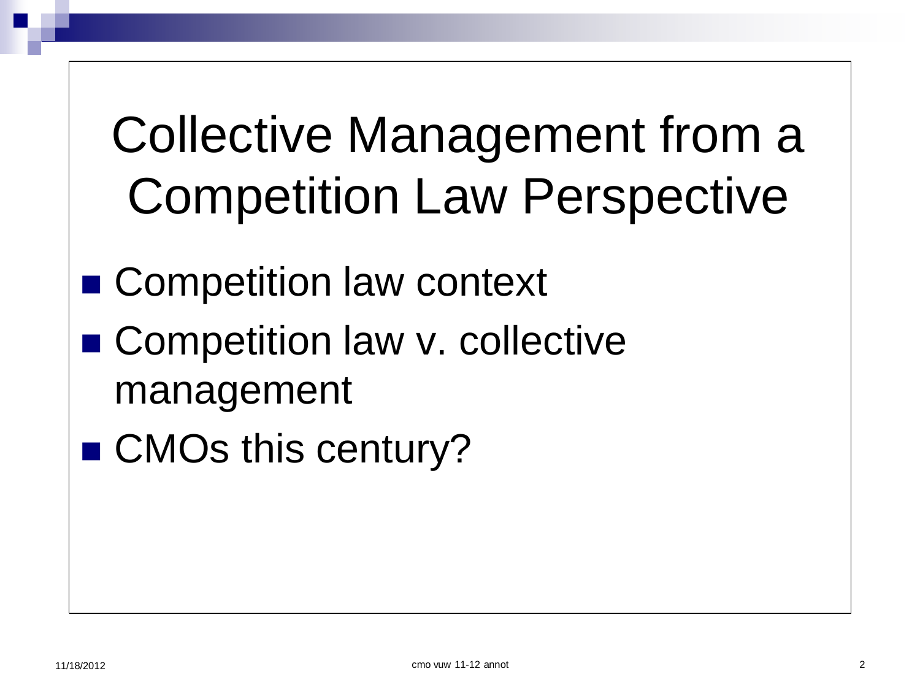# Collective Management from a Competition Law Perspective

- Competition law context
- Competition law v. collective management
- CMOs this century?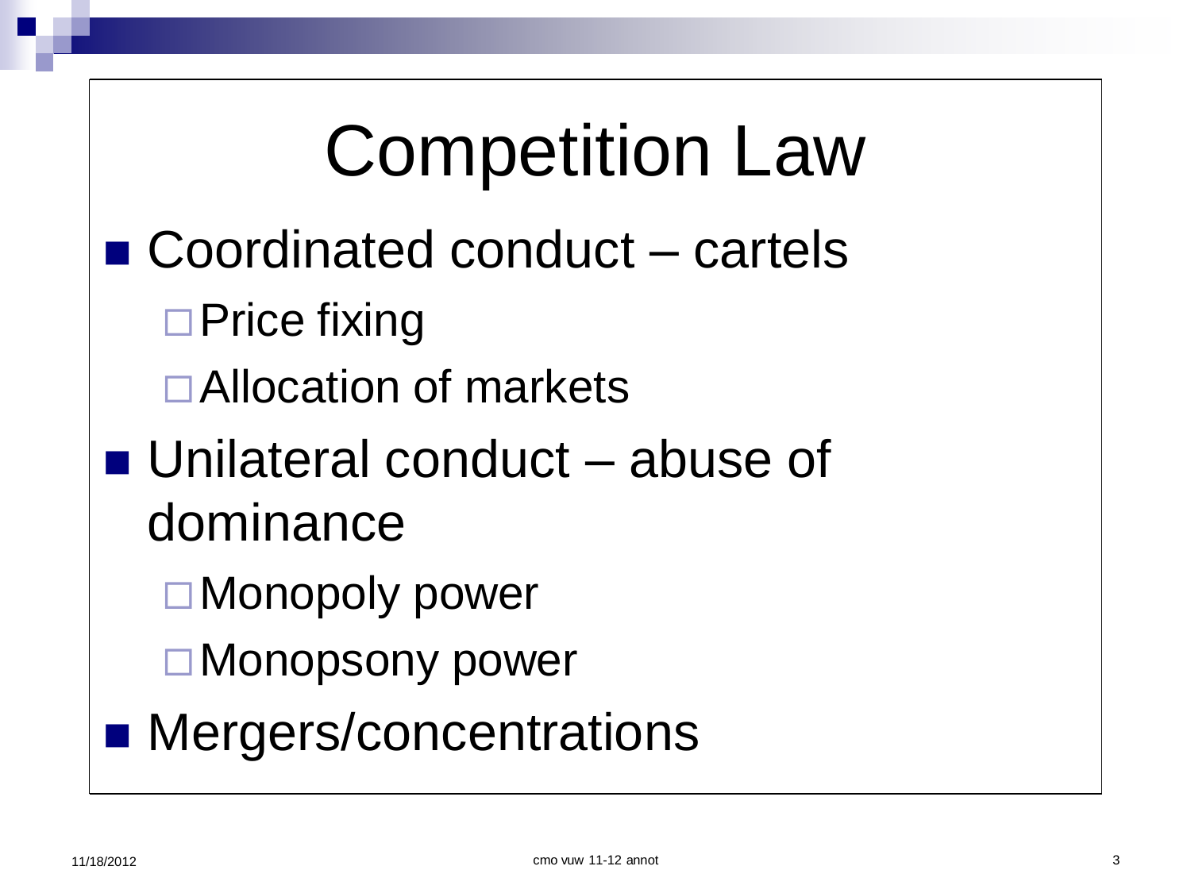# Competition Law

- Coordinated conduct – cartels
  - Price fixing
  - Allocation of markets
- Unilateral conduct – abuse of dominance
  - Monopoly power
  - Monopsony power
- Mergers/concentrations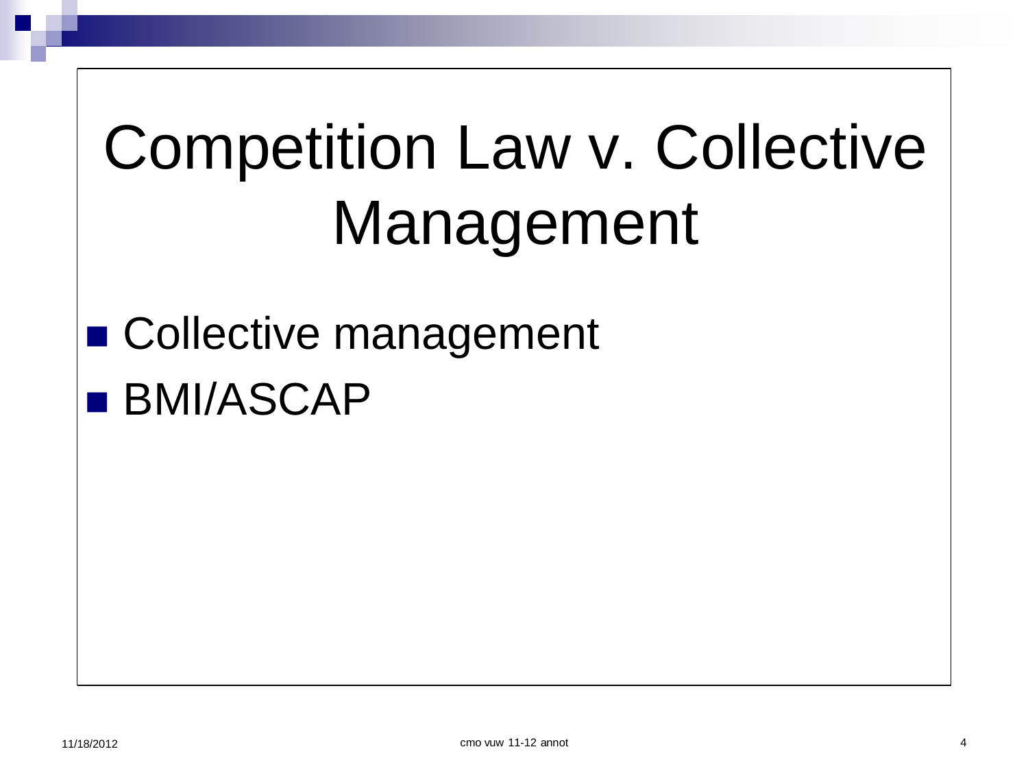# Competition Law v. Collective Management

- Collective management
- BMI/ASCAP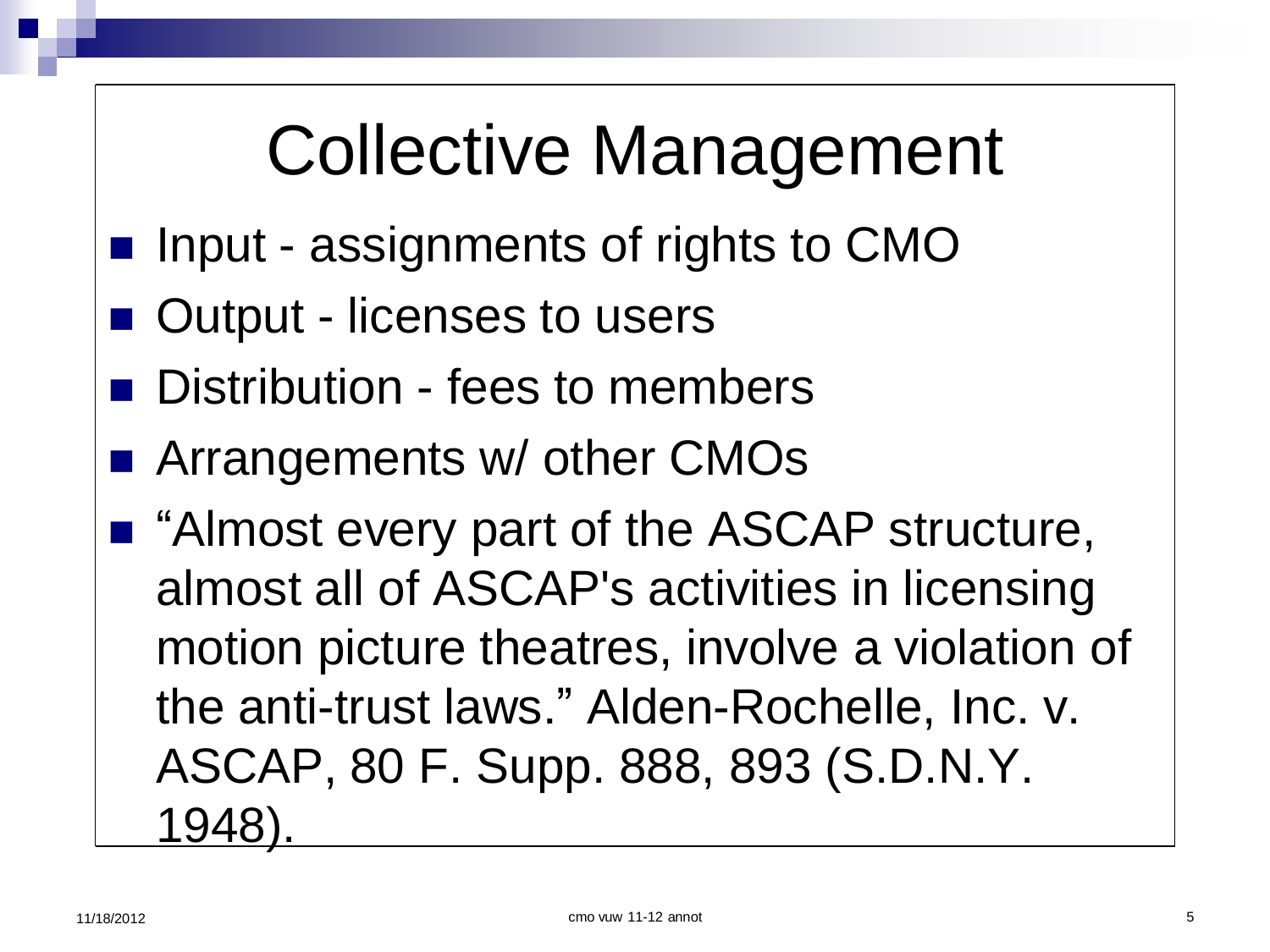# Collective Management

- Input - assignments of rights to CMO
- Output - licenses to users
- Distribution - fees to members
- Arrangements w/ other CMOs
- "Almost every part of the ASCAP structure, almost all of ASCAP's activities in licensing motion picture theatres, involve a violation of the anti-trust laws." Alden-Rochelle, Inc. v. ASCAP, 80 F. Supp. 888, 893 (S.D.N.Y. 1948).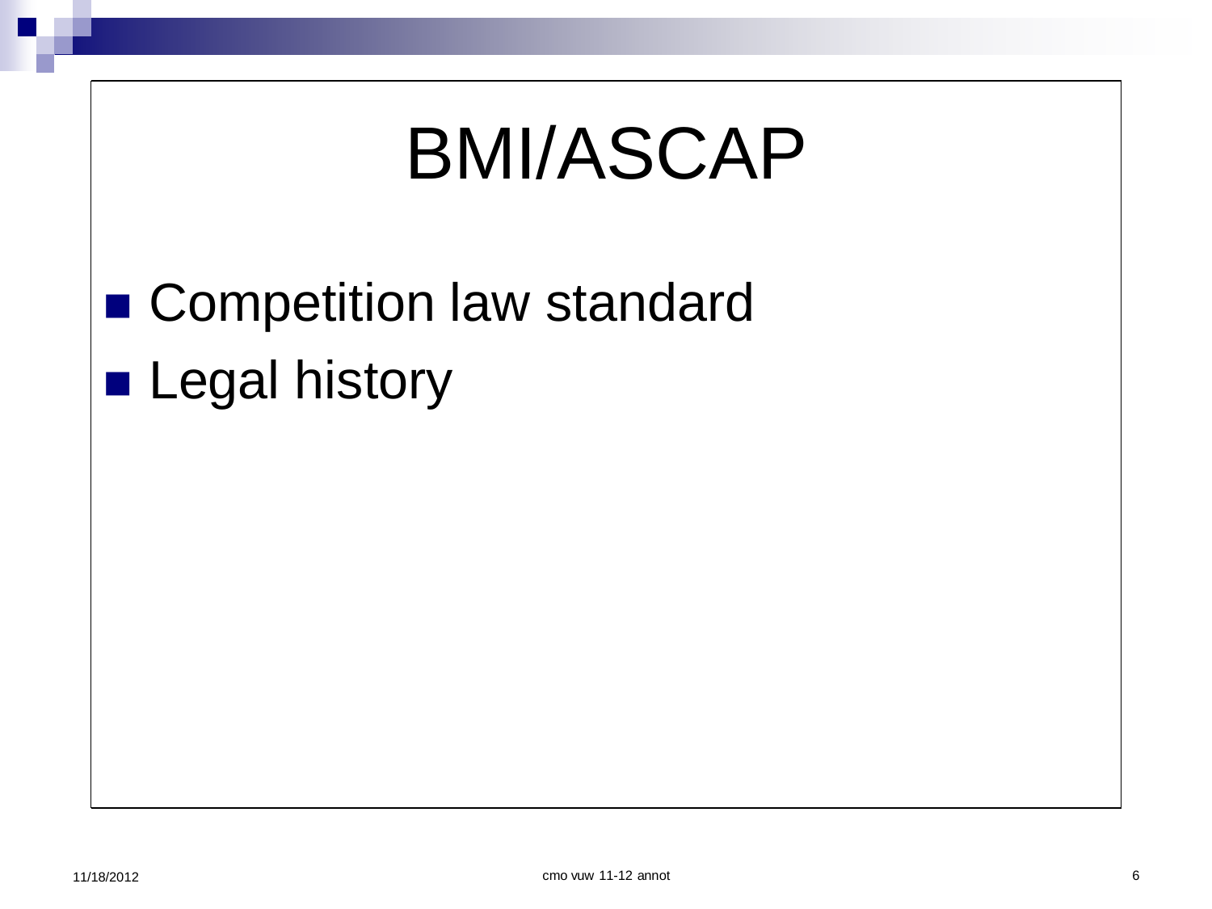# BMI/ASCAP

- Competition law standard
- Legal history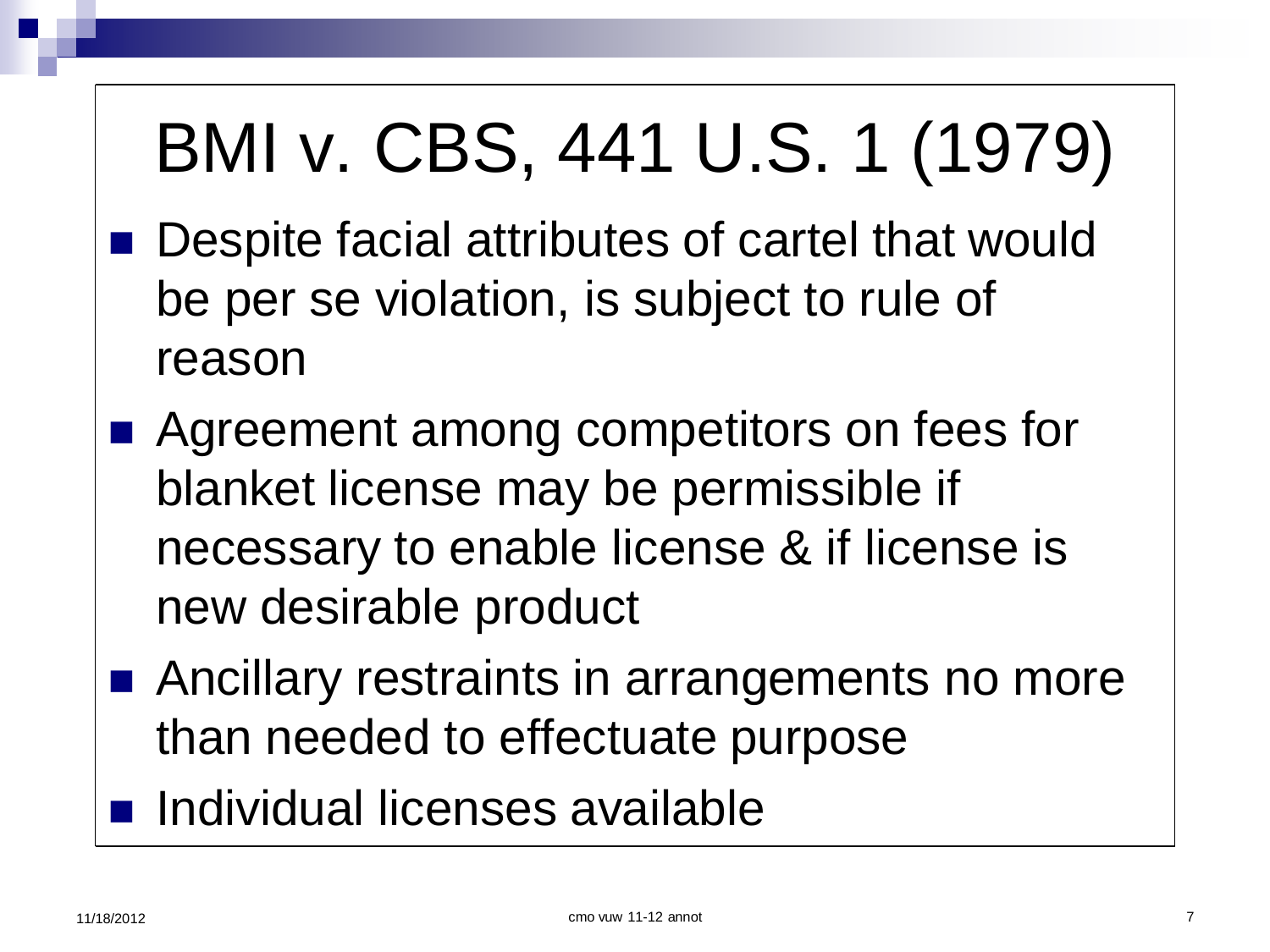# BMI v. CBS, 441 U.S. 1 (1979)

- Despite facial attributes of cartel that would be per se violation, is subject to rule of reason
- Agreement among competitors on fees for blanket license may be permissible if necessary to enable license & if license is new desirable product
- Ancillary restraints in arrangements no more than needed to effectuate purpose
- Individual licenses available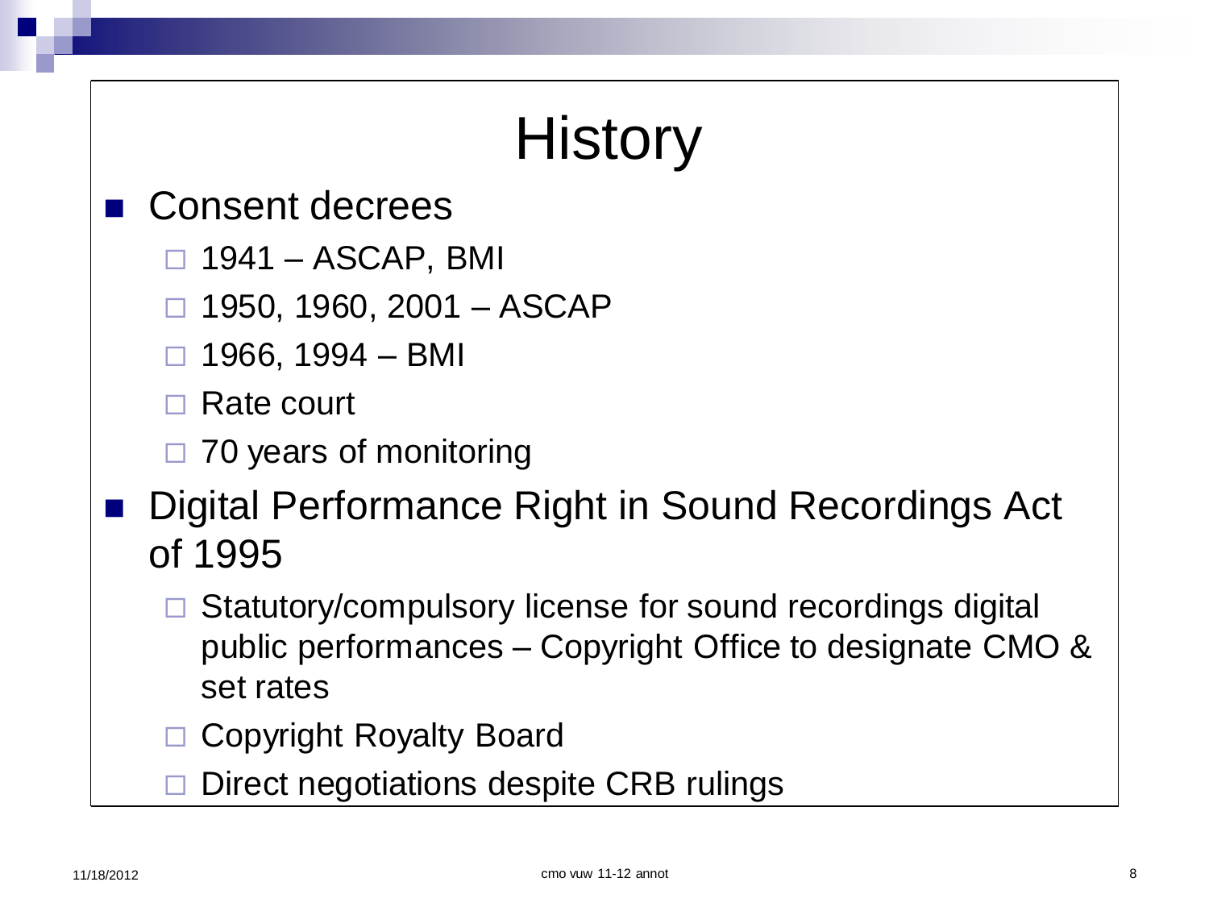# History

- Consent decrees
  - 1941 – ASCAP, BMI
  - 1950, 1960, 2001 – ASCAP
  - 1966, 1994 – BMI
  - Rate court
  - 70 years of monitoring
- Digital Performance Right in Sound Recordings Act of 1995
  - Statutory/compulsory license for sound recordings digital public performances – Copyright Office to designate CMO & set rates
  - Copyright Royalty Board
  - Direct negotiations despite CRB rulings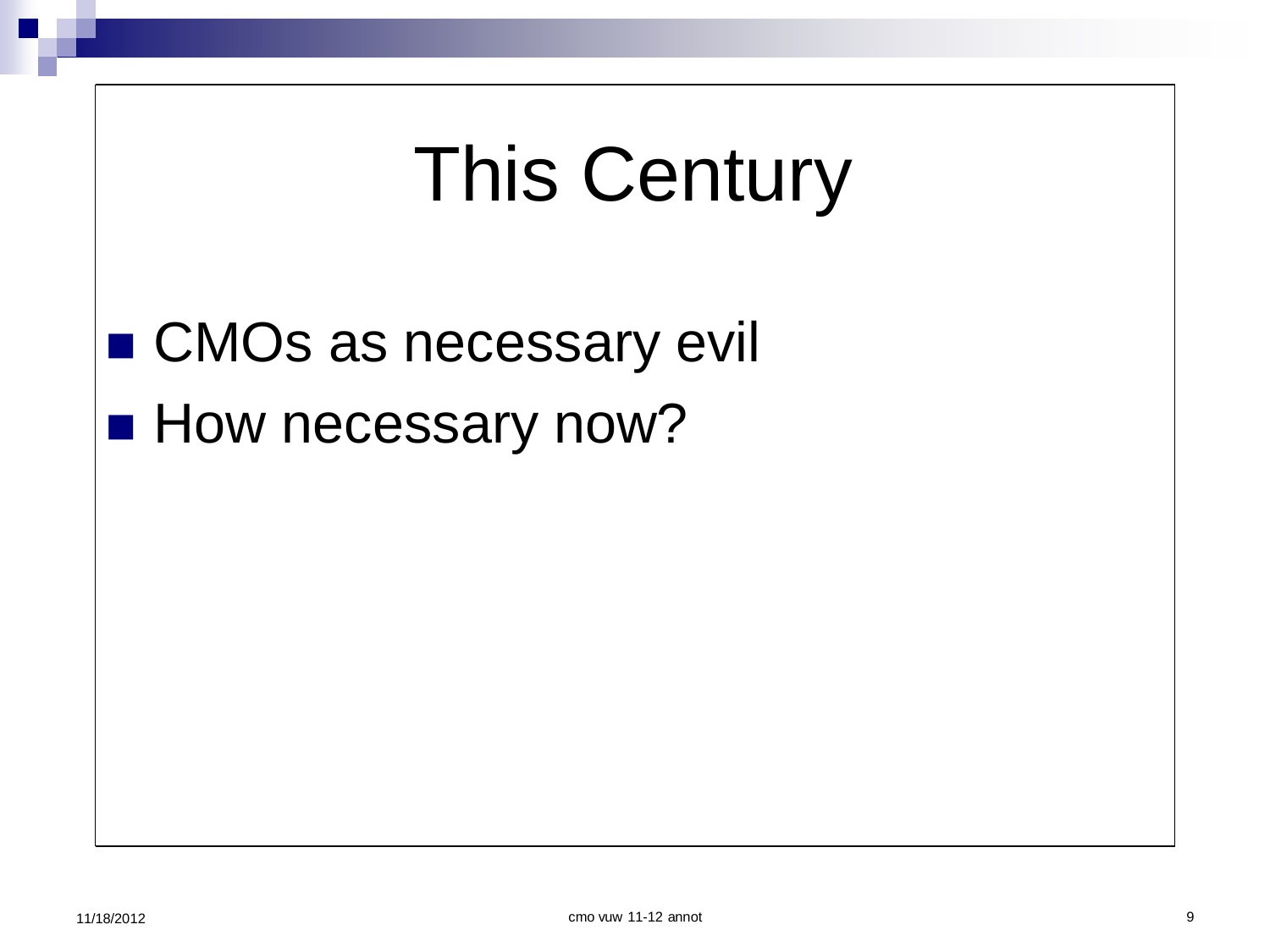# This Century

- CMOs as necessary evil
- How necessary now?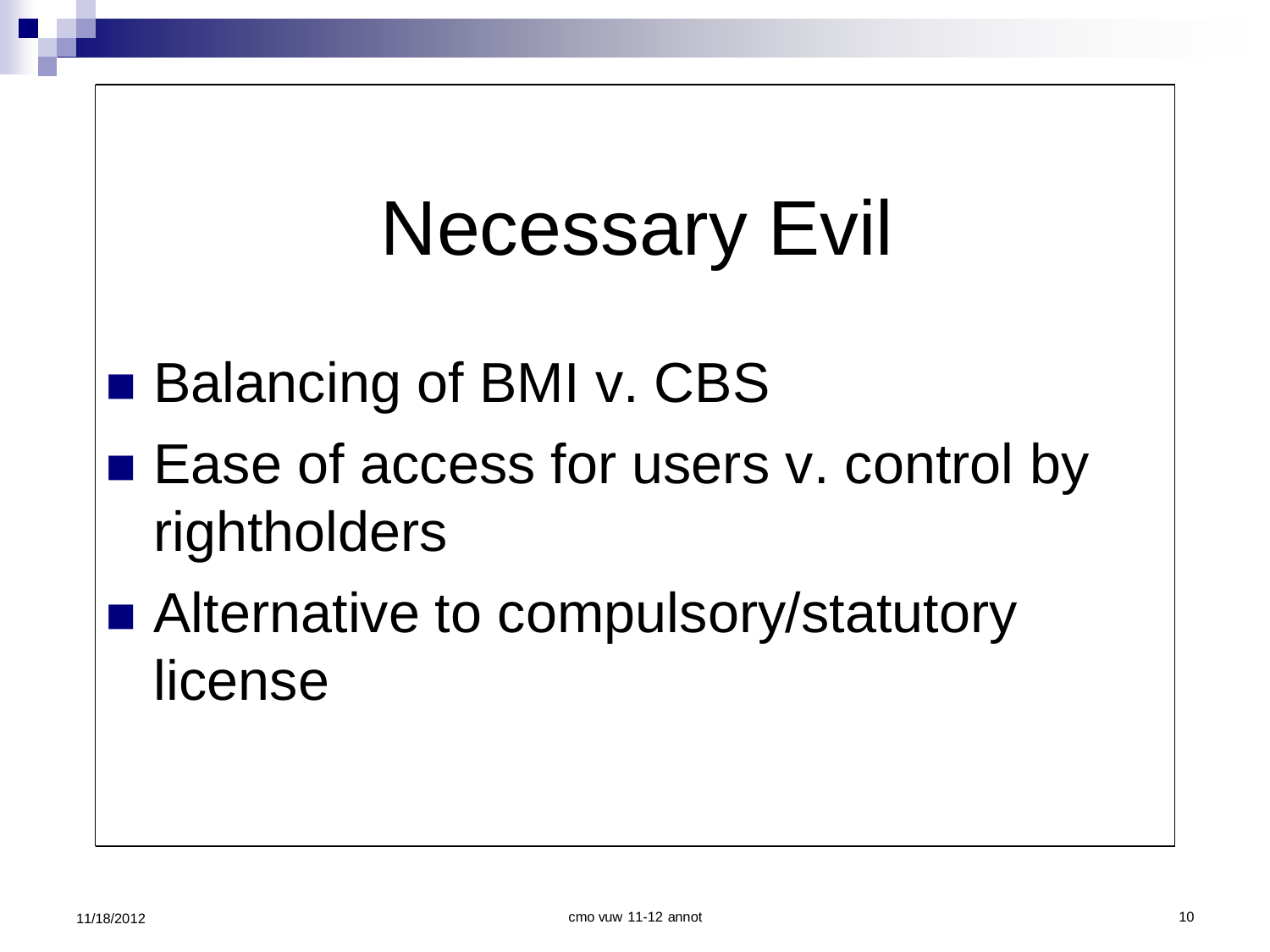# Necessary Evil

- Balancing of BMI v. CBS
- Ease of access for users v. control by rightholders
- Alternative to compulsory/statutory license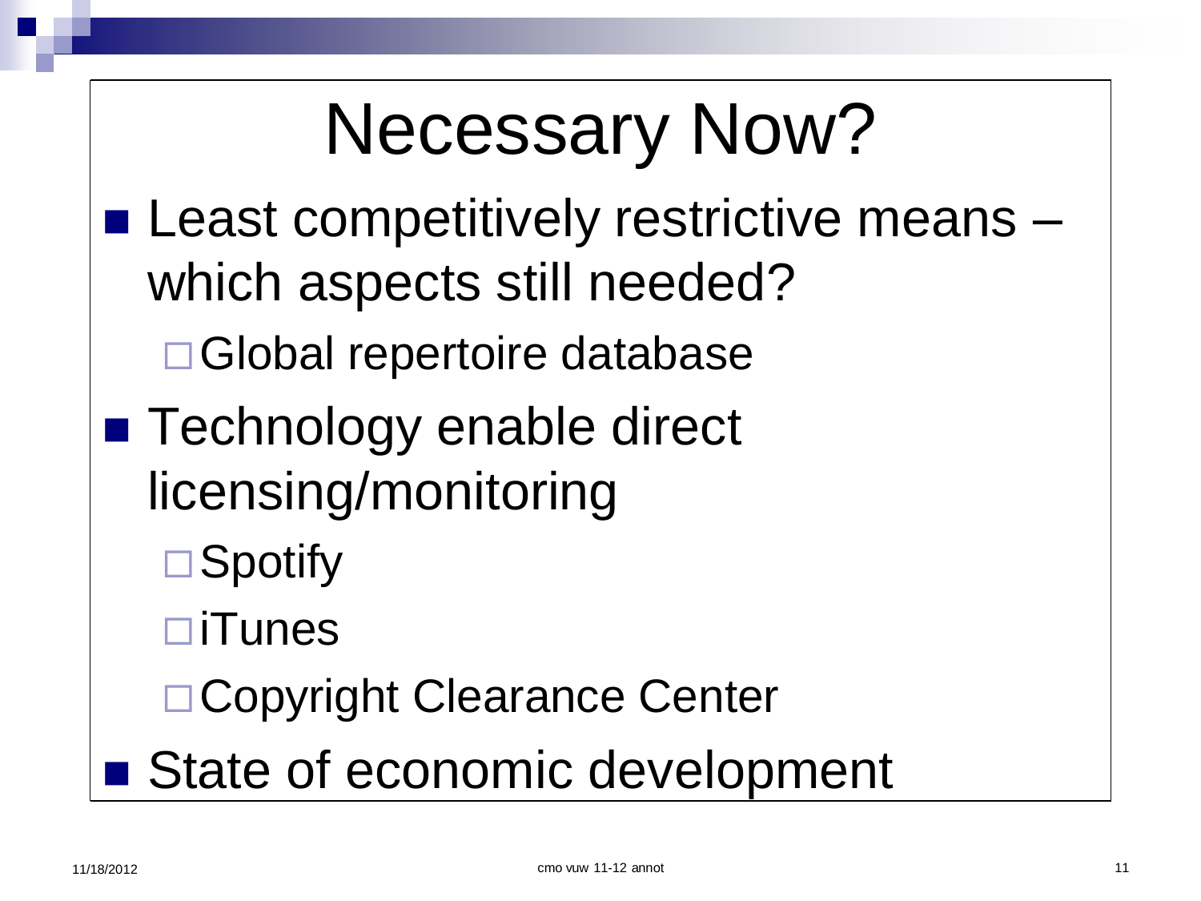# Necessary Now?

- Least competitively restrictive means – which aspects still needed?
  - Global repertoire database
- Technology enable direct licensing/monitoring
  - Spotify
  - iTunes
  - Copyright Clearance Center
- State of economic development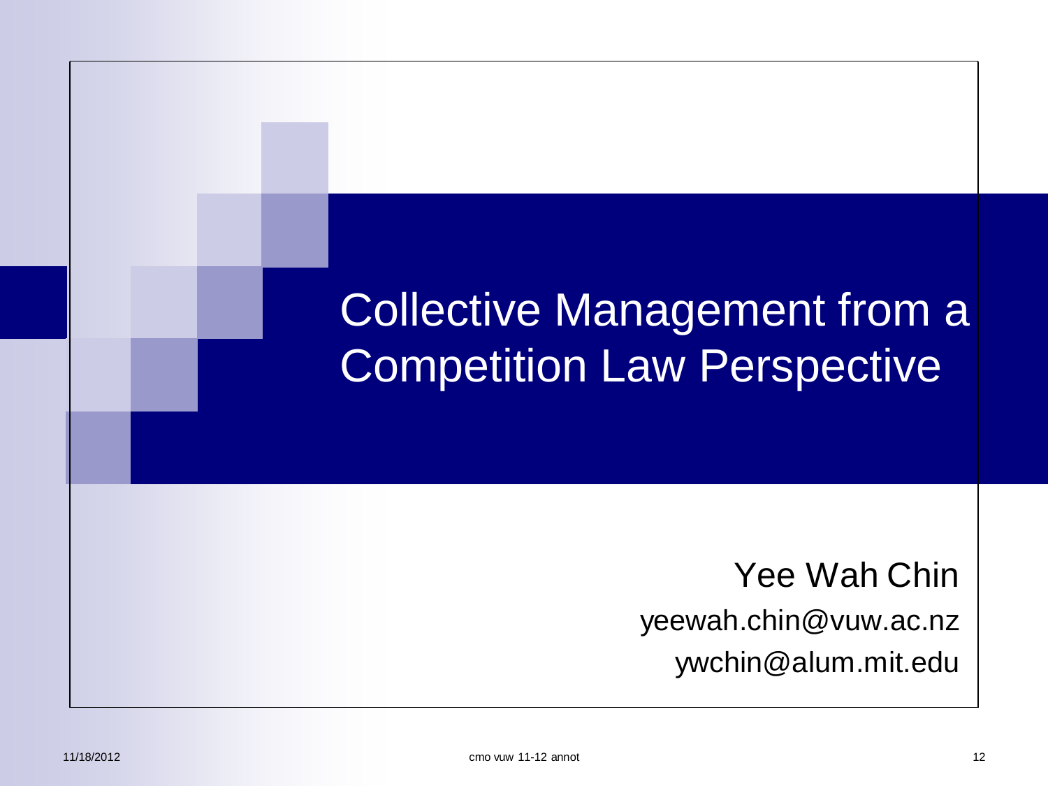# Collective Management from a Competition Law Perspective

Yee Wah Chin

yeewah.chin@vuw.ac.nz

ywchin@alum.mit.edu